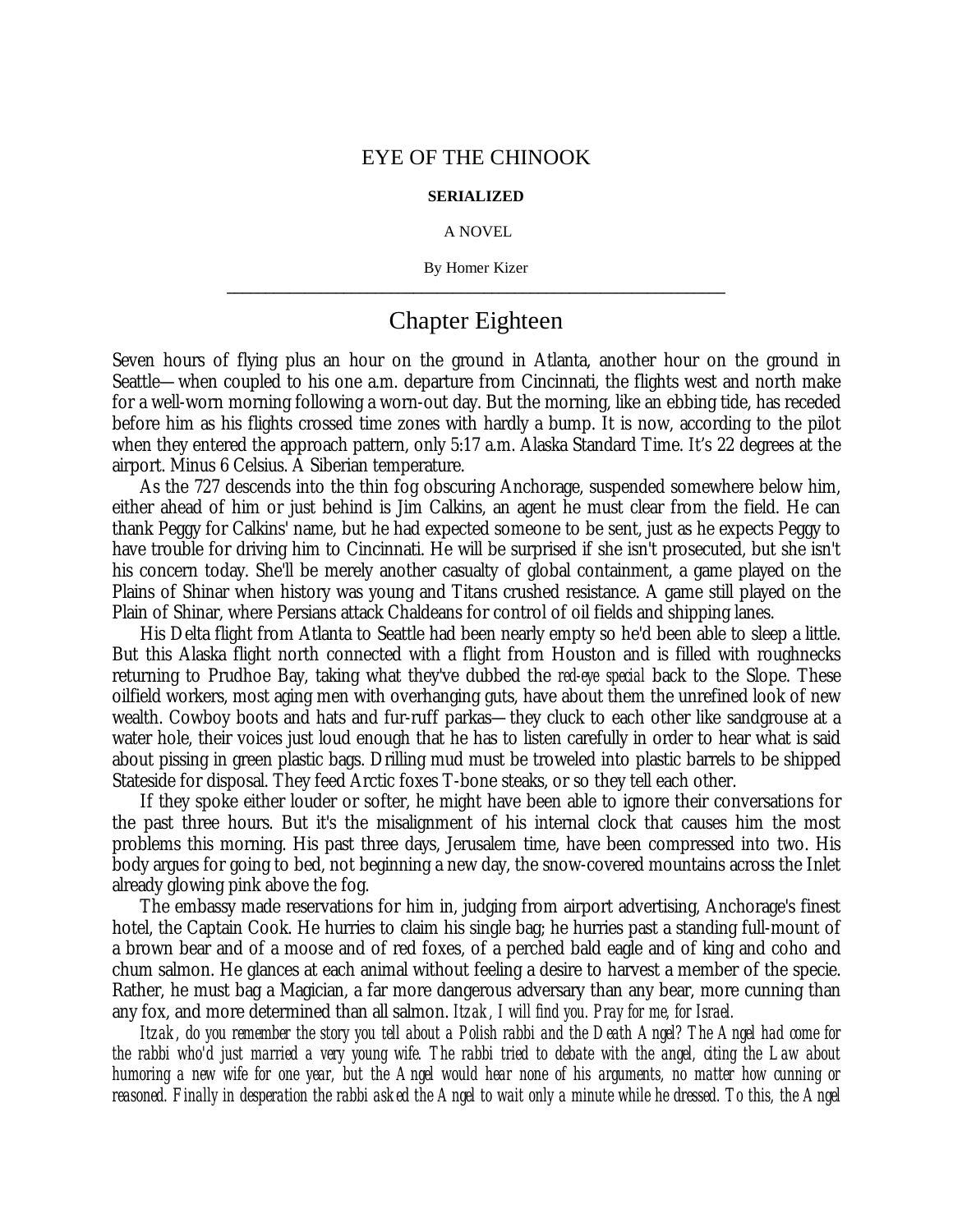# EYE OF THE CHINOOK

**SERIALIZED**

A NOVEL

By Homer Kizer

---

## Chapter Eighteen

Seven hours of flying plus an hour on the ground in Atlanta, another hour on the ground in Seattle—when coupled to his one a.m. departure from Cincinnati, the flights west and north make for a well-worn morning following a worn-out day. But the morning, like an ebbing tide, has receded before him as his flights crossed time zones with hardly a bump. It is now, according to the pilot when they entered the approach pattern, only 5:17 a.m. Alaska Standard Time. It's 22 degrees at the airport. Minus 6 Celsius. A Siberian temperature.

As the 727 descends into the thin fog obscuring Anchorage, suspended somewhere below him, either ahead of him or just behind is Jim Calkins, an agent he must clear from the field. He can thank Peggy for Calkins' name, but he had expected someone to be sent, just as he expects Peggy to have trouble for driving him to Cincinnati. He will be surprised if she isn't prosecuted, but she isn't his concern today. She'll be merely another casualty of global containment, a game played on the Plains of Shinar when history was young and Titans crushed resistance. A game still played on the Plain of Shinar, where Persians attack Chaldeans for control of oil fields and shipping lanes.

His Delta flight from Atlanta to Seattle had been nearly empty so he'd been able to sleep a little. But this Alaska flight north connected with a flight from Houston and is filled with roughnecks returning to Prudhoe Bay, taking what they've dubbed the *red-eye special* back to the Slope. These oilfield workers, most aging men with overhanging guts, have about them the unrefined look of new wealth. Cowboy boots and hats and fur-ruff parkas—they cluck to each other like sandgrouse at a water hole, their voices just loud enough that he has to listen carefully in order to hear what is said about pissing in green plastic bags. Drilling mud must be troweled into plastic barrels to be shipped Stateside for disposal. They feed Arctic foxes T-bone steaks, or so they tell each other.

If they spoke either louder or softer, he might have been able to ignore their conversations for the past three hours. But it's the misalignment of his internal clock that causes him the most problems this morning. His past three days, Jerusalem time, have been compressed into two. His body argues for going to bed, not beginning a new day, the snow-covered mountains across the Inlet already glowing pink above the fog.

The embassy made reservations for him in, judging from airport advertising, Anchorage's finest hotel, the Captain Cook. He hurries to claim his single bag; he hurries past a standing full-mount of a brown bear and of a moose and of red foxes, of a perched bald eagle and of king and coho and chum salmon. He glances at each animal without feeling a desire to harvest a member of the specie. Rather, he must bag a Magician, a far more dangerous adversary than any bear, more cunning than any fox, and more determined than all salmon. *Itzak, I will find you. Pray for me, for Israel.*

*Itzak, do you remember the story you tell about a Polish rabbi and the Death Angel? The Angel had come for the rabbi who'd just married a very young wife. The rabbi tried to debate with the angel, citing the Law about humoring a new wife for one year, but the Angel would hear none of his arguments, no matter how cunning or reasoned. Finally in desperation the rabbi asked the Angel to wait only a minute while he dressed. To this, the Angel*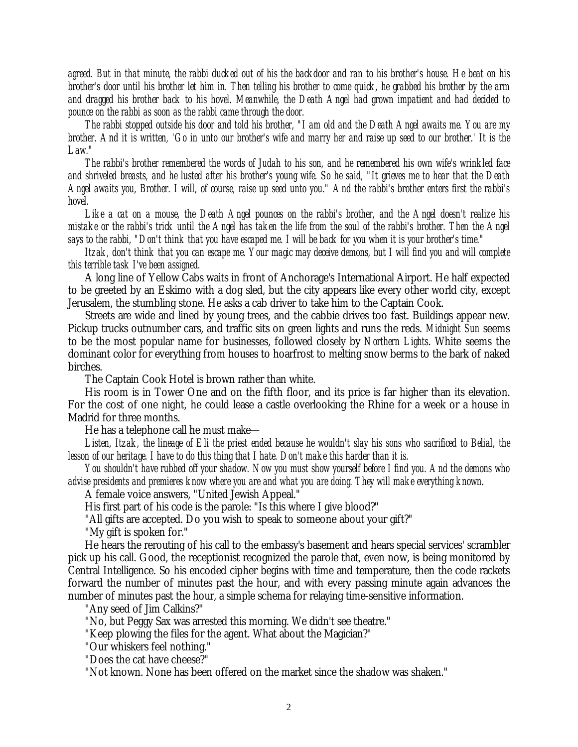*agreed. But in that minute, the rabbi ducked out of his the backdoor and ran to his brother's house. He beat on his brother's door until his brother let him in. Then telling his brother to come quick, he grabbed his brother by the arm and dragged his brother back to his hovel. Meanwhile, the Death Angel had grown impatient and had decided to pounce on the rabbi as soon as the rabbi came through the door.*

*The rabbi stopped outside his door and told his brother, "I am old and the Death Angel awaits me. You are my brother. And it is written, 'Go in unto our brother's wife and marry her and raise up seed to our brother.' It is the Law."*

*The rabbi's brother remembered the words of Judah to his son, and he remembered his own wife's wrinkled face and shriveled breasts, and he lusted after his brother's young wife. So he said, "It grieves me to hear that the Death Angel awaits you, Brother. I will, of course, raise up seed unto you." And the rabbi's brother enters first the rabbi's hovel.*

*Like a cat on a mouse, the Death Angel pounces on the rabbi's brother, and the Angel doesn't realize his mistake or the rabbi's trick until the Angel has taken the life from the soul of the rabbi's brother. Then the Angel says to the rabbi, "Don't think that you have escaped me. I will be back for you when it is your brother's time."*

*Itzak, don't think that you can escape me. Your magic may deceive demons, but I will find you and will complete this terrible task I've been assigned.*

A long line of Yellow Cabs waits in front of Anchorage's International Airport. He half expected to be greeted by an Eskimo with a dog sled, but the city appears like every other world city, except Jerusalem, the stumbling stone. He asks a cab driver to take him to the Captain Cook.

Streets are wide and lined by young trees, and the cabbie drives too fast. Buildings appear new. Pickup trucks outnumber cars, and traffic sits on green lights and runs the reds. *Midnight Sun* seems to be the most popular name for businesses, followed closely by *Northern Lights*. White seems the dominant color for everything from houses to hoarfrost to melting snow berms to the bark of naked birches.

The Captain Cook Hotel is brown rather than white.

His room is in Tower One and on the fifth floor, and its price is far higher than its elevation. For the cost of one night, he could lease a castle overlooking the Rhine for a week or a house in Madrid for three months.

He has a telephone call he must make—

*Listen, Itzak, the lineage of Eli the priest ended because he wouldn't slay his sons who sacrificed to Belial, the lesson of our heritage. I have to do this thing that I hate. Don't make this harder than it is.*

*You shouldn't have rubbed off your shadow. Now you must show yourself before I find you. And the demons who advise presidents and premieres know where you are and what you are doing. They will make everything known.*

A female voice answers, "United Jewish Appeal."

His first part of his code is the parole: "Is this where I give blood?"

"All gifts are accepted. Do you wish to speak to someone about your gift?"

"My gift is spoken for."

He hears the rerouting of his call to the embassy's basement and hears special services' scrambler pick up his call. Good, the receptionist recognized the parole that, even now, is being monitored by Central Intelligence. So his encoded cipher begins with time and temperature, then the code rackets forward the number of minutes past the hour, and with every passing minute again advances the number of minutes past the hour, a simple schema for relaying time-sensitive information.

"Any seed of Jim Calkins?"

"No, but Peggy Sax was arrested this morning. We didn't see theatre."

"Keep plowing the files for the agent. What about the Magician?"

"Our whiskers feel nothing."

"Does the cat have cheese?"

"Not known. None has been offered on the market since the shadow was shaken."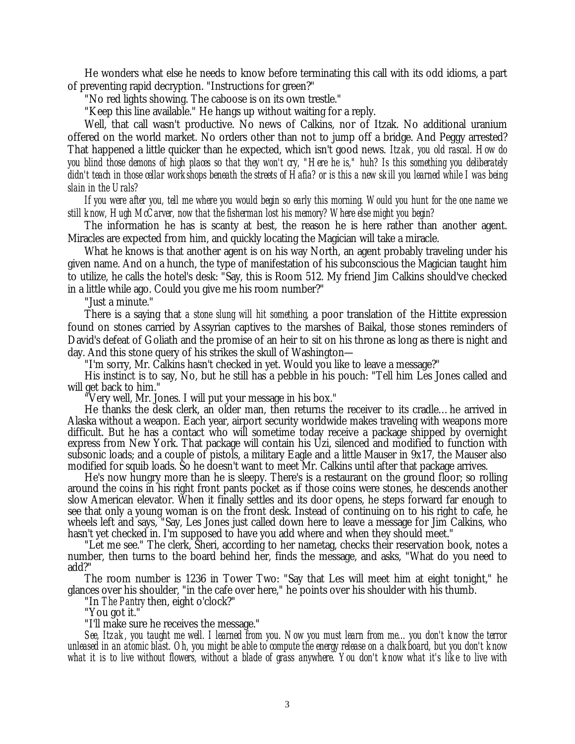He wonders what else he needs to know before terminating this call with its odd idioms, a part of preventing rapid decryption. "Instructions for green?"

"No red lights showing. The caboose is on its own trestle."

"Keep this line available." He hangs up without waiting for a reply.

Well, that call wasn't productive. No news of Calkins, nor of Itzak. No additional uranium offered on the world market. No orders other than not to jump off a bridge. And Peggy arrested? That happened a little quicker than he expected, which isn't good news. *Itzak, you old rascal. How do you blind those demons of high places so that they won't cry, "Here he is," huh? Is this something you deliberately didn't teach in those cellar workshops beneath the streets of Hafia? or is this a new skill you learned while I was being slain in the Urals?*

*If you were after you, tell me where you would begin so early this morning. Would you hunt for the one name we still know, Hugh McCarver, now that the fisherman lost his memory? Where else might you begin?*

The information he has is scanty at best, the reason he is here rather than another agent. Miracles are expected from him, and quickly locating the Magician will take a miracle.

What he knows is that another agent is on his way North, an agent probably traveling under his given name. And on a hunch, the type of manifestation of his subconscious the Magician taught him to utilize, he calls the hotel's desk: "Say, this is Room 512. My friend Jim Calkins should've checked in a little while ago. Could you give me his room number?"

"Just a minute."

There is a saying that *a stone slung will hit something*, a poor translation of the Hittite expression found on stones carried by Assyrian captives to the marshes of Baikal, those stones reminders of David's defeat of Goliath and the promise of an heir to sit on his throne as long as there is night and day. And this stone query of his strikes the skull of Washington—

"I'm sorry, Mr. Calkins hasn't checked in yet. Would you like to leave a message?"

His instinct is to say, No, but he still has a pebble in his pouch: "Tell him Les Jones called and will get back to him."

"Very well, Mr. Jones. I will put your message in his box."

He thanks the desk clerk, an older man, then returns the receiver to its cradle… he arrived in Alaska without a weapon. Each year, airport security worldwide makes traveling with weapons more difficult. But he has a contact who will sometime today receive a package shipped by overnight express from New York. That package will contain his Uzi, silenced and modified to function with subsonic loads; and a couple of pistols, a military Eagle and a little Mauser in 9x17, the Mauser also modified for squib loads. So he doesn't want to meet Mr. Calkins until after that package arrives.

He's now hungry more than he is sleepy. There's is a restaurant on the ground floor; so rolling around the coins in his right front pants pocket as if those coins were stones, he descends another slow American elevator. When it finally settles and its door opens, he steps forward far enough to see that only a young woman is on the front desk. Instead of continuing on to his right to cafe, he wheels left and says, "Say, Les Jones just called down here to leave a message for Jim Calkins, who hasn't yet checked in. I'm supposed to have you add where and when they should meet."

"Let me see." The clerk, Sheri, according to her nametag, checks their reservation book, notes a number, then turns to the board behind her, finds the message, and asks, "What do you need to add?"

The room number is 1236 in Tower Two: "Say that Les will meet him at eight tonight," he glances over his shoulder, "in the cafe over here," he points over his shoulder with his thumb.

"In *The Pantry* then, eight o'clock?"

"You got it."

"I'll make sure he receives the message."

*See, Itzak, you taught me well. I learned from you. Now you must learn from me… you don't know the terror unleased in an atomic blast. Oh, you might be able to compute the energy release on a chalkboard, but you don't know what it is to live without flowers, without a blade of grass anywhere. You don't know what it's like to live with*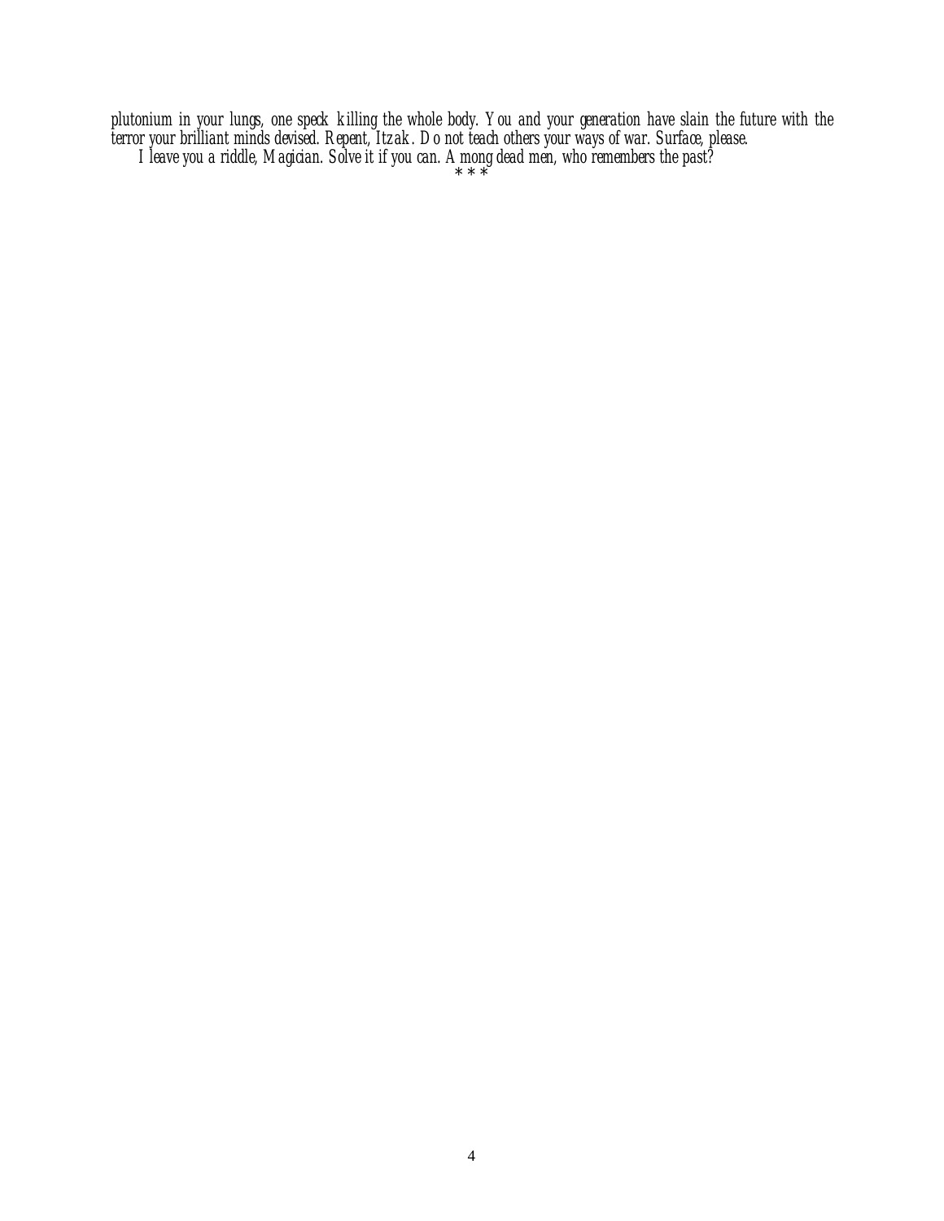*plutonium in your lungs, one speck killing the whole body. You and your generation have slain the future with the terror your brilliant minds devised. Repent, Itzak. Do not teach others your ways of war. Surface, please.*

*I leave you a riddle, Magician. Solve it if you can. Among dead men, who remembers the past?*

\* \* \*